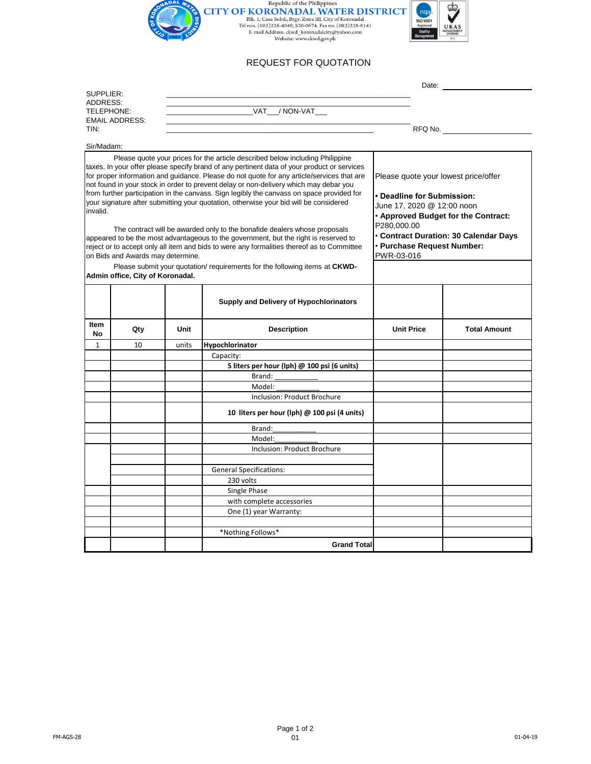Republic of the Philippines

# CITY OF KORONADAL WATER DISTRICT

Blk. 1, Casa Subd., Brgy. Zone III, City of Koronadal
Tel nos. (083)228-4049, 520-0674, Fax no. (083)228-8141
E-mail Address: ckwd_koronadalcity@yahoo.com
Website: www.ckwd.gov.ph

## REQUEST FOR QUOTATION

Date: ____________________

SUPPLIER: ________________________________________________
ADDRESS: ________________________________________________
TELEPHONE: ____________________VAT___/ NON-VAT___
EMAIL ADDRESS: ________________________________________________
TIN: ________________________________________________

RFQ No. ____________________

Sir/Madam:

Please quote your prices for the article described below including Philippine taxes. In your offer please specify brand of any pertinent data of your product or services for proper information and guidance. Please do not quote for any article/services that are not found in your stock in order to prevent delay or non-delivery which may debar you from further participation in the canvass. Sign legibly the canvass on space provided for your signature after submitting your quotation, otherwise your bid will be considered invalid.

The contract will be awarded only to the bonafide dealers whose proposals appeared to be the most advantageous to the government, but the right is reserved to reject or to accept only all item and bids to were any formalities thereof as to Committee on Bids and Awards may determine.

Please submit your quotation/ requirements for the following items at **CKWD-Admin office, City of Koronadal.**

Please quote your lowest price/offer

- **Deadline for Submission:** June 17, 2020 @ 12:00 noon
- **Approved Budget for the Contract:** P280,000.00
- **Contract Duration: 30 Calendar Days**
- **Purchase Request Number:** PWR-03-016

**Supply and Delivery of Hypochlorinators**

| Item No | Qty | Unit | Description | Unit Price | Total Amount |
|---|---|---|---|---|---|
| 1 | 10 | units | **Hypochlorinator** | | |
| | | | Capacity: | | |
| | | | **5 liters per hour (lph) @ 100 psi (6 units)** | | |
| | | | Brand: __________ | | |
| | | | Model: __________ | | |
| | | | Inclusion: Product Brochure | | |
| | | | **10 liters per hour (lph) @ 100 psi (4 units)** | | |
| | | | Brand:__________ | | |
| | | | Model:__________ | | |
| | | | Inclusion: Product Brochure | | |
| | | | | | |
| | | | General Specifications: | | |
| | | | 230 volts | | |
| | | | Single Phase | | |
| | | | with complete accessories | | |
| | | | One (1) year Warranty: | | |
| | | | | | |
| | | | *Nothing Follows* | | |
| | | | **Grand Total** | | |

FM-AGS-28 01 01-04-19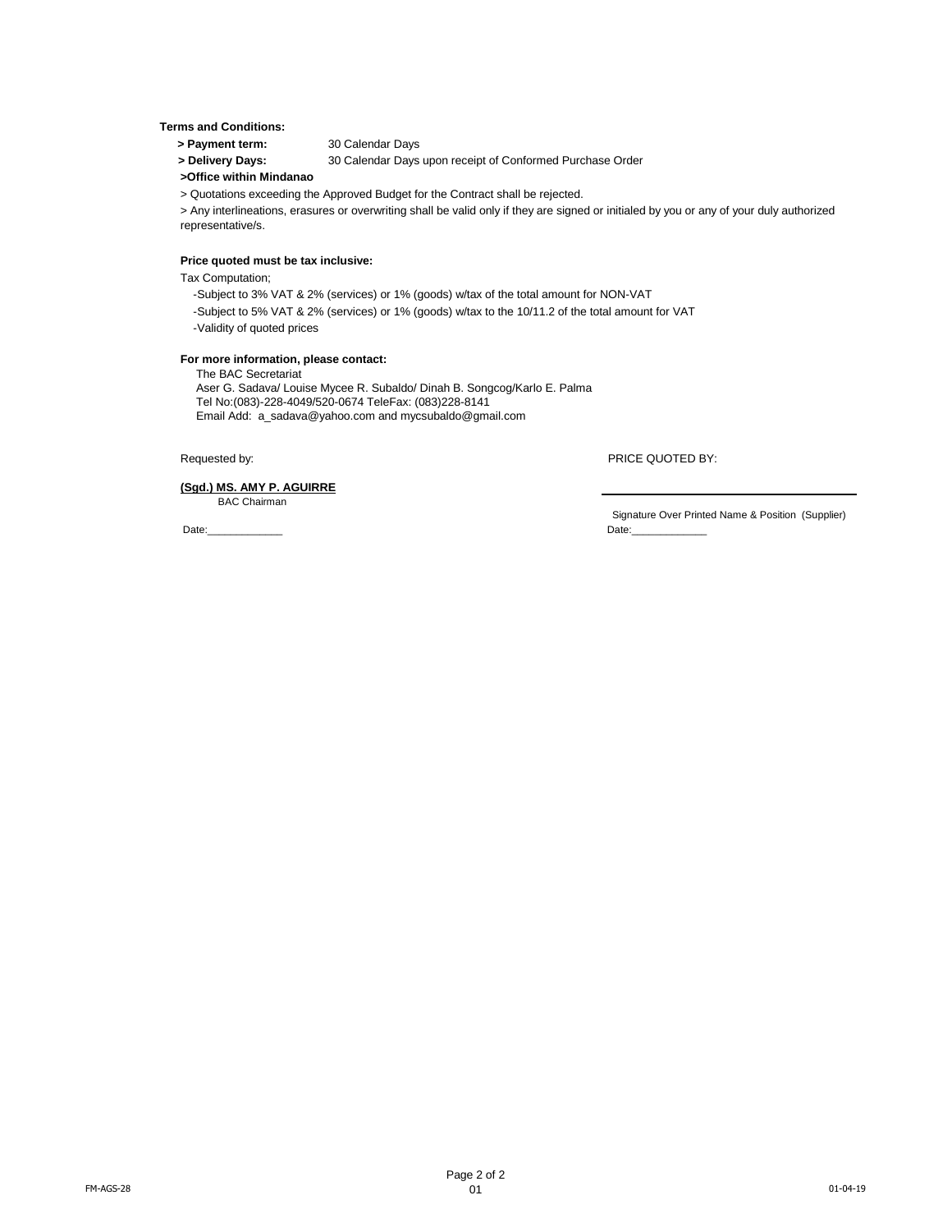**Terms and Conditions:**

**> Payment term:** 30 Calendar Days

**> Delivery Days:** 30 Calendar Days upon receipt of Conformed Purchase Order

**>Office within Mindanao**

> Quotations exceeding the Approved Budget for the Contract shall be rejected.

> Any interlineations, erasures or overwriting shall be valid only if they are signed or initialed by you or any of your duly authorized representative/s.

**Price quoted must be tax inclusive:**

Tax Computation;

-Subject to 3% VAT & 2% (services) or 1% (goods) w/tax of the total amount for NON-VAT

-Subject to 5% VAT & 2% (services) or 1% (goods) w/tax to the 10/11.2 of the total amount for VAT

-Validity of quoted prices

**For more information, please contact:**

The BAC Secretariat
Aser G. Sadava/ Louise Mycee R. Subaldo/ Dinah B. Songcog/Karlo E. Palma
Tel No:(083)-228-4049/520-0674 TeleFax: (083)228-8141
Email Add: a_sadava@yahoo.com and mycsubaldo@gmail.com

Requested by:

**(Sgd.) MS. AMY P. AGUIRRE**
BAC Chairman

Date:_____________

PRICE QUOTED BY:

Signature Over Printed Name & Position (Supplier)

Date:_____________

FM-AGS-28 01 01-04-19